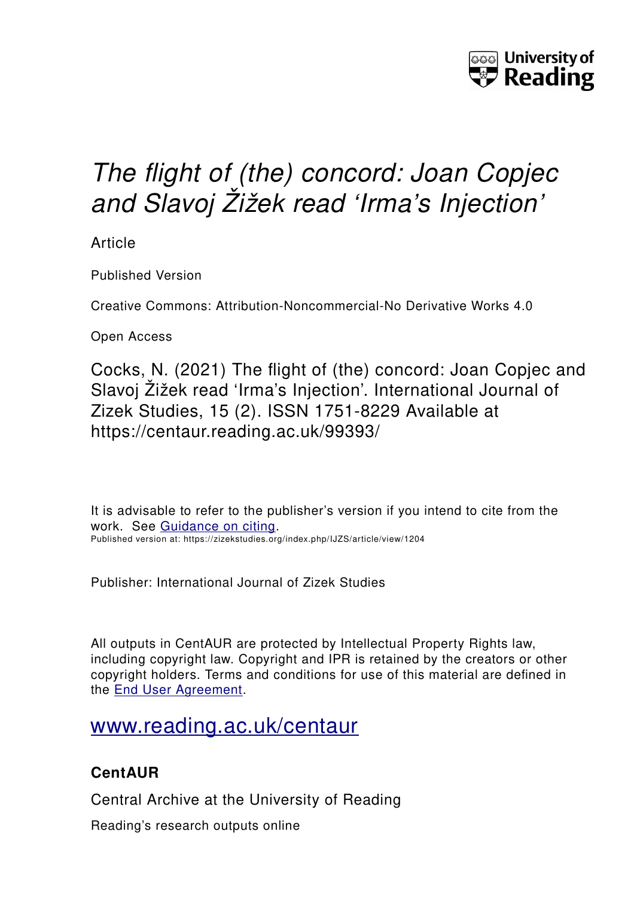# *The flight of (the) concord: Joan Copjec and Slavoj Žižek read 'Irma's Injection'*

Article

Published Version

Creative Commons: Attribution-Noncommercial-No Derivative Works 4.0

Open Access

Cocks, N. (2021) The flight of (the) concord: Joan Copjec and Slavoj Žižek read 'Irma's Injection'. International Journal of Zizek Studies, 15 (2). ISSN 1751-8229 Available at https://centaur.reading.ac.uk/99393/

It is advisable to refer to the publisher's version if you intend to cite from the work. See [Guidance on citing](#).

Published version at: https://zizekstudies.org/index.php/IJZS/article/view/1204

Publisher: International Journal of Zizek Studies

All outputs in CentAUR are protected by Intellectual Property Rights law, including copyright law. Copyright and IPR is retained by the creators or other copyright holders. Terms and conditions for use of this material are defined in the [End User Agreement](#).

[www.reading.ac.uk/centaur](www.reading.ac.uk/centaur)

**CentAUR**

Central Archive at the University of Reading

Reading's research outputs online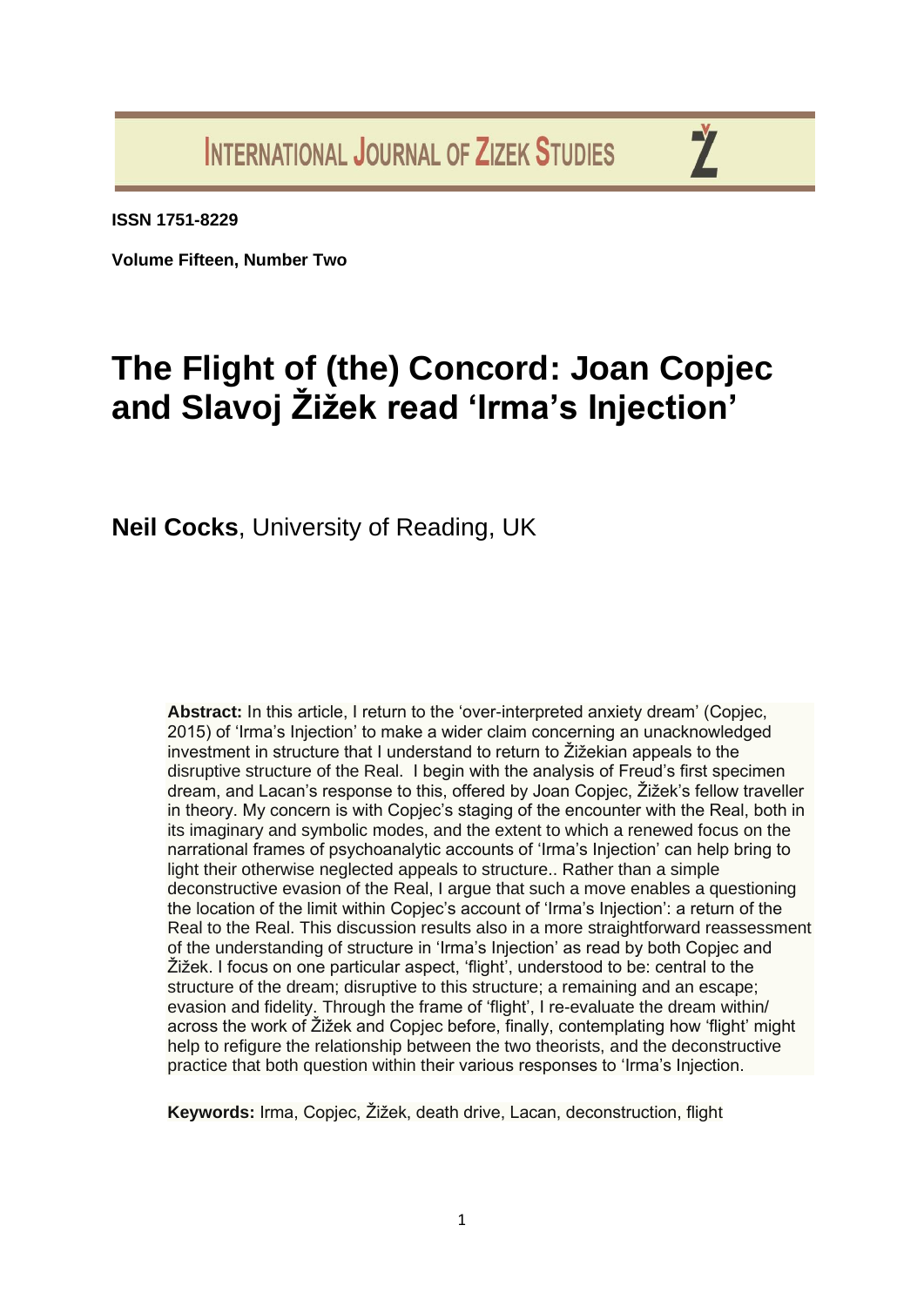ISSN 1751-8229

Volume Fifteen, Number Two

# The Flight of (the) Concord: Joan Copjec and Slavoj Žižek read 'Irma's Injection'

**Neil Cocks**, University of Reading, UK

**Abstract:** In this article, I return to the 'over-interpreted anxiety dream' (Copjec, 2015) of 'Irma's Injection' to make a wider claim concerning an unacknowledged investment in structure that I understand to return to Žižekian appeals to the disruptive structure of the Real. I begin with the analysis of Freud's first specimen dream, and Lacan's response to this, offered by Joan Copjec, Žižek's fellow traveller in theory. My concern is with Copjec's staging of the encounter with the Real, both in its imaginary and symbolic modes, and the extent to which a renewed focus on the narrational frames of psychoanalytic accounts of 'Irma's Injection' can help bring to light their otherwise neglected appeals to structure.. Rather than a simple deconstructive evasion of the Real, I argue that such a move enables a questioning the location of the limit within Copjec's account of 'Irma's Injection': a return of the Real to the Real. This discussion results also in a more straightforward reassessment of the understanding of structure in 'Irma's Injection' as read by both Copjec and Žižek. I focus on one particular aspect, 'flight', understood to be: central to the structure of the dream; disruptive to this structure; a remaining and an escape; evasion and fidelity. Through the frame of 'flight', I re-evaluate the dream within/ across the work of Žižek and Copjec before, finally, contemplating how 'flight' might help to refigure the relationship between the two theorists, and the deconstructive practice that both question within their various responses to 'Irma's Injection.

**Keywords:** Irma, Copjec, Žižek, death drive, Lacan, deconstruction, flight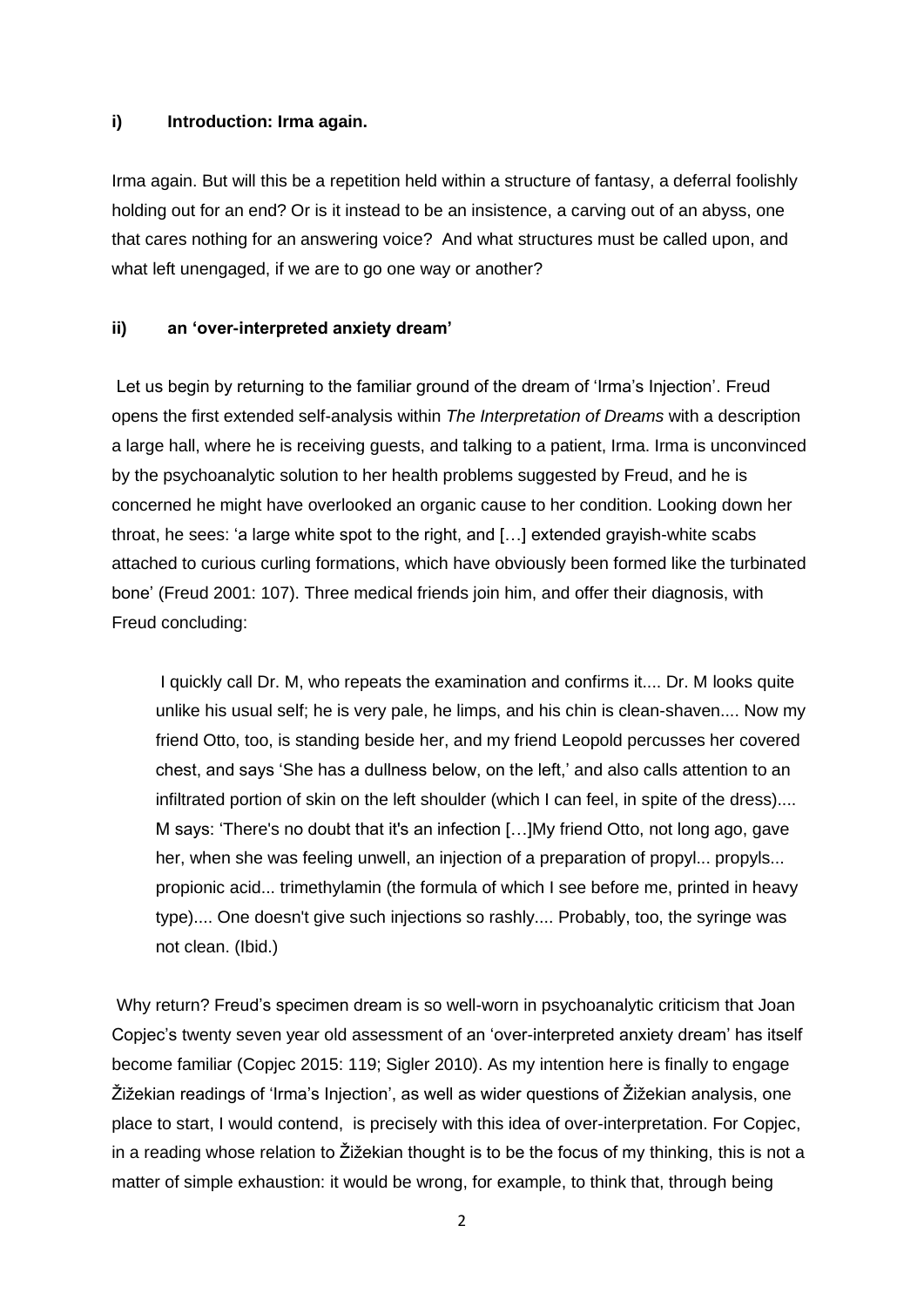### i) Introduction: Irma again.

Irma again. But will this be a repetition held within a structure of fantasy, a deferral foolishly holding out for an end? Or is it instead to be an insistence, a carving out of an abyss, one that cares nothing for an answering voice? And what structures must be called upon, and what left unengaged, if we are to go one way or another?

### ii) an 'over-interpreted anxiety dream'

Let us begin by returning to the familiar ground of the dream of 'Irma's Injection'. Freud opens the first extended self-analysis within *The Interpretation of Dreams* with a description a large hall, where he is receiving guests, and talking to a patient, Irma. Irma is unconvinced by the psychoanalytic solution to her health problems suggested by Freud, and he is concerned he might have overlooked an organic cause to her condition. Looking down her throat, he sees: 'a large white spot to the right, and […] extended grayish-white scabs attached to curious curling formations, which have obviously been formed like the turbinated bone' (Freud 2001: 107). Three medical friends join him, and offer their diagnosis, with Freud concluding:

> I quickly call Dr. M, who repeats the examination and confirms it.... Dr. M looks quite unlike his usual self; he is very pale, he limps, and his chin is clean-shaven.... Now my friend Otto, too, is standing beside her, and my friend Leopold percusses her covered chest, and says 'She has a dullness below, on the left,' and also calls attention to an infiltrated portion of skin on the left shoulder (which I can feel, in spite of the dress).... M says: 'There's no doubt that it's an infection […]My friend Otto, not long ago, gave her, when she was feeling unwell, an injection of a preparation of propyl... propyls... propionic acid... trimethylamin (the formula of which I see before me, printed in heavy type).... One doesn't give such injections so rashly.... Probably, too, the syringe was not clean. (Ibid.)

Why return? Freud's specimen dream is so well-worn in psychoanalytic criticism that Joan Copjec's twenty seven year old assessment of an 'over-interpreted anxiety dream' has itself become familiar (Copjec 2015: 119; Sigler 2010). As my intention here is finally to engage Žižekian readings of 'Irma's Injection', as well as wider questions of Žižekian analysis, one place to start, I would contend, is precisely with this idea of over-interpretation. For Copjec, in a reading whose relation to Žižekian thought is to be the focus of my thinking, this is not a matter of simple exhaustion: it would be wrong, for example, to think that, through being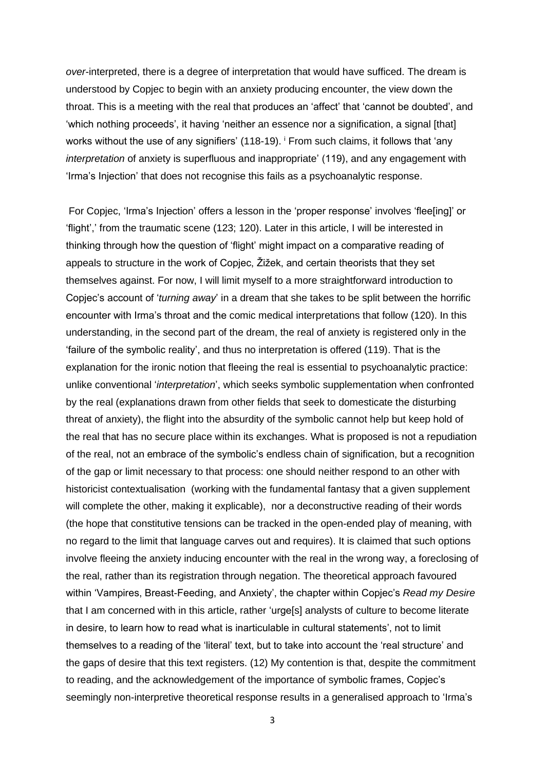*over*-interpreted, there is a degree of interpretation that would have sufficed. The dream is understood by Copjec to begin with an anxiety producing encounter, the view down the throat. This is a meeting with the real that produces an 'affect' that 'cannot be doubted', and 'which nothing proceeds', it having 'neither an essence nor a signification, a signal [that] works without the use of any signifiers' (118-19). [i] From such claims, it follows that 'any *interpretation* of anxiety is superfluous and inappropriate' (119), and any engagement with 'Irma's Injection' that does not recognise this fails as a psychoanalytic response.

For Copjec, 'Irma's Injection' offers a lesson in the 'proper response' involves 'flee[ing]' or 'flight',' from the traumatic scene (123; 120). Later in this article, I will be interested in thinking through how the question of 'flight' might impact on a comparative reading of appeals to structure in the work of Copjec, Žižek, and certain theorists that they set themselves against. For now, I will limit myself to a more straightforward introduction to Copjec's account of '*turning away*' in a dream that she takes to be split between the horrific encounter with Irma's throat and the comic medical interpretations that follow (120). In this understanding, in the second part of the dream, the real of anxiety is registered only in the 'failure of the symbolic reality', and thus no interpretation is offered (119). That is the explanation for the ironic notion that fleeing the real is essential to psychoanalytic practice: unlike conventional '*interpretation*', which seeks symbolic supplementation when confronted by the real (explanations drawn from other fields that seek to domesticate the disturbing threat of anxiety), the flight into the absurdity of the symbolic cannot help but keep hold of the real that has no secure place within its exchanges. What is proposed is not a repudiation of the real, not an embrace of the symbolic's endless chain of signification, but a recognition of the gap or limit necessary to that process: one should neither respond to an other with historicist contextualisation (working with the fundamental fantasy that a given supplement will complete the other, making it explicable), nor a deconstructive reading of their words (the hope that constitutive tensions can be tracked in the open-ended play of meaning, with no regard to the limit that language carves out and requires). It is claimed that such options involve fleeing the anxiety inducing encounter with the real in the wrong way, a foreclosing of the real, rather than its registration through negation. The theoretical approach favoured within 'Vampires, Breast-Feeding, and Anxiety', the chapter within Copjec's *Read my Desire* that I am concerned with in this article, rather 'urge[s] analysts of culture to become literate in desire, to learn how to read what is inarticulable in cultural statements', not to limit themselves to a reading of the 'literal' text, but to take into account the 'real structure' and the gaps of desire that this text registers. (12) My contention is that, despite the commitment to reading, and the acknowledgement of the importance of symbolic frames, Copjec's seemingly non-interpretive theoretical response results in a generalised approach to 'Irma's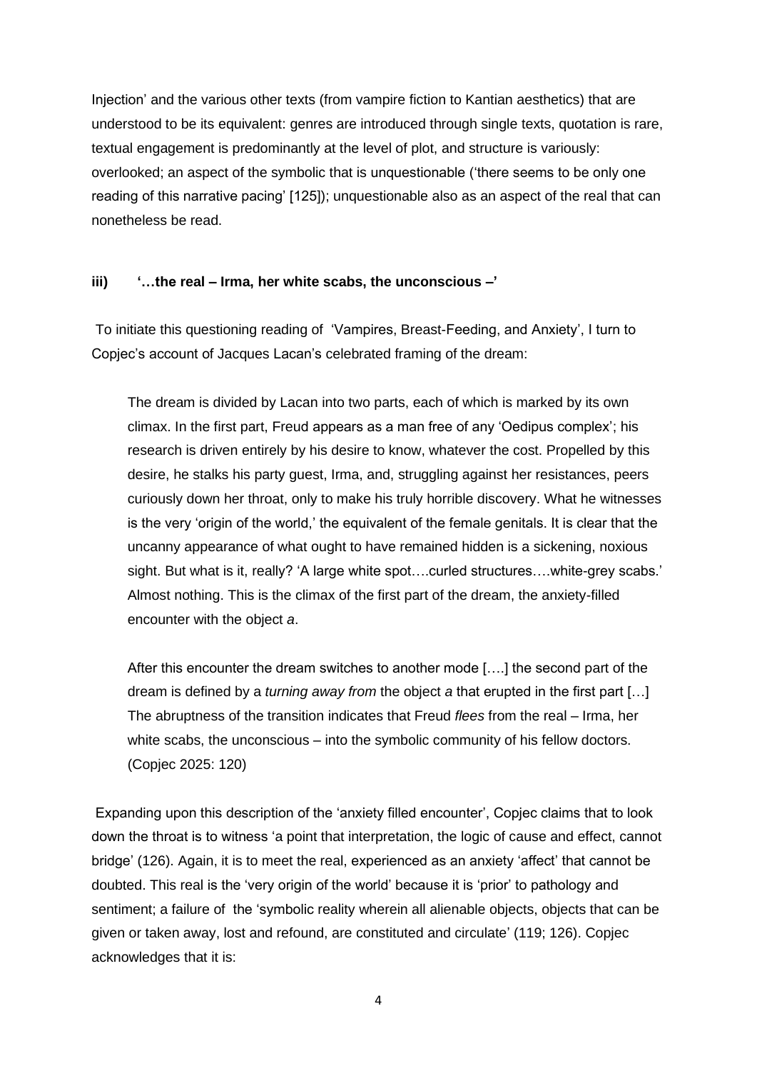Injection' and the various other texts (from vampire fiction to Kantian aesthetics) that are understood to be its equivalent: genres are introduced through single texts, quotation is rare, textual engagement is predominantly at the level of plot, and structure is variously: overlooked; an aspect of the symbolic that is unquestionable ('there seems to be only one reading of this narrative pacing' [125]); unquestionable also as an aspect of the real that can nonetheless be read.

### iii) '…the real – Irma, her white scabs, the unconscious –'

To initiate this questioning reading of 'Vampires, Breast-Feeding, and Anxiety', I turn to Copjec's account of Jacques Lacan's celebrated framing of the dream:

> The dream is divided by Lacan into two parts, each of which is marked by its own climax. In the first part, Freud appears as a man free of any 'Oedipus complex'; his research is driven entirely by his desire to know, whatever the cost. Propelled by this desire, he stalks his party guest, Irma, and, struggling against her resistances, peers curiously down her throat, only to make his truly horrible discovery. What he witnesses is the very 'origin of the world,' the equivalent of the female genitals. It is clear that the uncanny appearance of what ought to have remained hidden is a sickening, noxious sight. But what is it, really? 'A large white spot….curled structures….white-grey scabs.' Almost nothing. This is the climax of the first part of the dream, the anxiety-filled encounter with the object *a*.
>
> After this encounter the dream switches to another mode [….] the second part of the dream is defined by a *turning away from* the object *a* that erupted in the first part […] The abruptness of the transition indicates that Freud *flees* from the real – Irma, her white scabs, the unconscious – into the symbolic community of his fellow doctors. (Copjec 2025: 120)

Expanding upon this description of the 'anxiety filled encounter', Copjec claims that to look down the throat is to witness 'a point that interpretation, the logic of cause and effect, cannot bridge' (126). Again, it is to meet the real, experienced as an anxiety 'affect' that cannot be doubted. This real is the 'very origin of the world' because it is 'prior' to pathology and sentiment; a failure of the 'symbolic reality wherein all alienable objects, objects that can be given or taken away, lost and refound, are constituted and circulate' (119; 126). Copjec acknowledges that it is: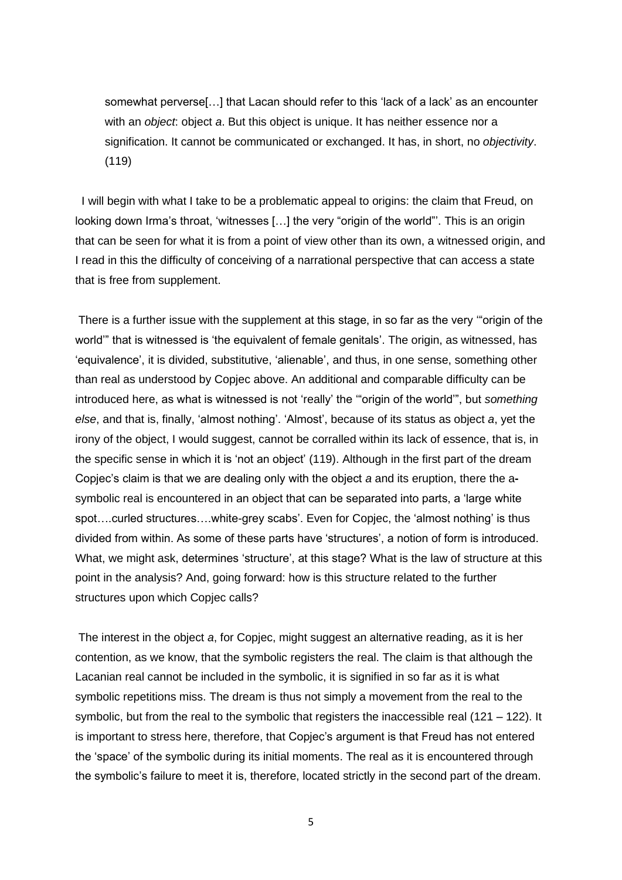> somewhat perverse[…] that Lacan should refer to this 'lack of a lack' as an encounter with an *object*: object *a*. But this object is unique. It has neither essence nor a signification. It cannot be communicated or exchanged. It has, in short, no *objectivity*. (119)

I will begin with what I take to be a problematic appeal to origins: the claim that Freud, on looking down Irma's throat, 'witnesses […] the very "origin of the world"'. This is an origin that can be seen for what it is from a point of view other than its own, a witnessed origin, and I read in this the difficulty of conceiving of a narrational perspective that can access a state that is free from supplement.

There is a further issue with the supplement at this stage, in so far as the very '"origin of the world"' that is witnessed is 'the equivalent of female genitals'. The origin, as witnessed, has 'equivalence', it is divided, substitutive, 'alienable', and thus, in one sense, something other than real as understood by Copjec above. An additional and comparable difficulty can be introduced here, as what is witnessed is not 'really' the '"origin of the world"', but *something else*, and that is, finally, 'almost nothing'. 'Almost', because of its status as object *a*, yet the irony of the object, I would suggest, cannot be corralled within its lack of essence, that is, in the specific sense in which it is 'not an object' (119). Although in the first part of the dream Copjec's claim is that we are dealing only with the object *a* and its eruption, there the a-symbolic real is encountered in an object that can be separated into parts, a 'large white spot….curled structures….white-grey scabs'. Even for Copjec, the 'almost nothing' is thus divided from within. As some of these parts have 'structures', a notion of form is introduced. What, we might ask, determines 'structure', at this stage? What is the law of structure at this point in the analysis? And, going forward: how is this structure related to the further structures upon which Copjec calls?

The interest in the object *a*, for Copjec, might suggest an alternative reading, as it is her contention, as we know, that the symbolic registers the real. The claim is that although the Lacanian real cannot be included in the symbolic, it is signified in so far as it is what symbolic repetitions miss. The dream is thus not simply a movement from the real to the symbolic, but from the real to the symbolic that registers the inaccessible real (121 – 122). It is important to stress here, therefore, that Copjec's argument is that Freud has not entered the 'space' of the symbolic during its initial moments. The real as it is encountered through the symbolic's failure to meet it is, therefore, located strictly in the second part of the dream.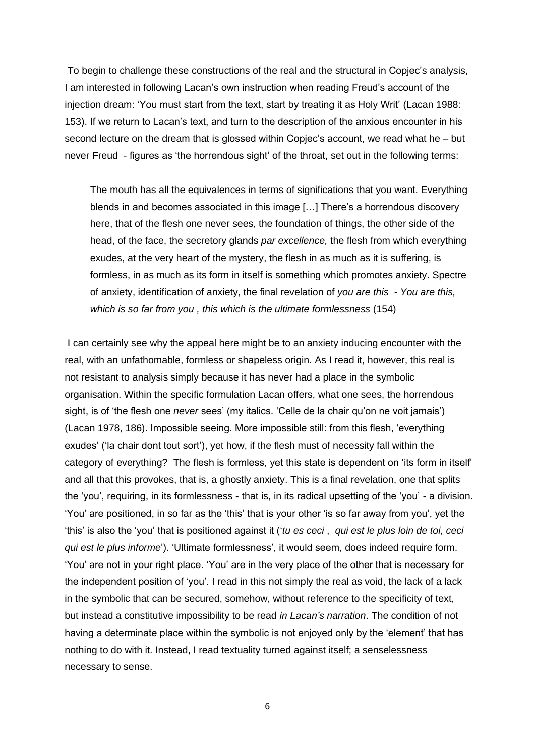To begin to challenge these constructions of the real and the structural in Copjec's analysis, I am interested in following Lacan's own instruction when reading Freud's account of the injection dream: 'You must start from the text, start by treating it as Holy Writ' (Lacan 1988: 153). If we return to Lacan's text, and turn to the description of the anxious encounter in his second lecture on the dream that is glossed within Copjec's account, we read what he – but never Freud - figures as 'the horrendous sight' of the throat, set out in the following terms:

> The mouth has all the equivalences in terms of significations that you want. Everything blends in and becomes associated in this image […] There's a horrendous discovery here, that of the flesh one never sees, the foundation of things, the other side of the head, of the face, the secretory glands *par excellence,* the flesh from which everything exudes, at the very heart of the mystery, the flesh in as much as it is suffering, is formless, in as much as its form in itself is something which promotes anxiety. Spectre of anxiety, identification of anxiety, the final revelation of *you are this - You are this, which is so far from you , this which is the ultimate formlessness* (154)

I can certainly see why the appeal here might be to an anxiety inducing encounter with the real, with an unfathomable, formless or shapeless origin. As I read it, however, this real is not resistant to analysis simply because it has never had a place in the symbolic organisation. Within the specific formulation Lacan offers, what one sees, the horrendous sight, is of 'the flesh one *never* sees' (my italics. 'Celle de la chair qu'on ne voit jamais') (Lacan 1978, 186). Impossible seeing. More impossible still: from this flesh, 'everything exudes' ('la chair dont tout sort'), yet how, if the flesh must of necessity fall within the category of everything? The flesh is formless, yet this state is dependent on 'its form in itself' and all that this provokes, that is, a ghostly anxiety. This is a final revelation, one that splits the 'you', requiring, in its formlessness **-** that is, in its radical upsetting of the 'you' **-** a division. 'You' are positioned, in so far as the 'this' that is your other 'is so far away from you', yet the 'this' is also the 'you' that is positioned against it ('*tu es ceci* , *qui est le plus loin de toi, ceci qui est le plus informe*'). 'Ultimate formlessness', it would seem, does indeed require form. 'You' are not in your right place. 'You' are in the very place of the other that is necessary for the independent position of 'you'. I read in this not simply the real as void, the lack of a lack in the symbolic that can be secured, somehow, without reference to the specificity of text, but instead a constitutive impossibility to be read *in Lacan's narration*. The condition of not having a determinate place within the symbolic is not enjoyed only by the 'element' that has nothing to do with it. Instead, I read textuality turned against itself; a senselessness necessary to sense.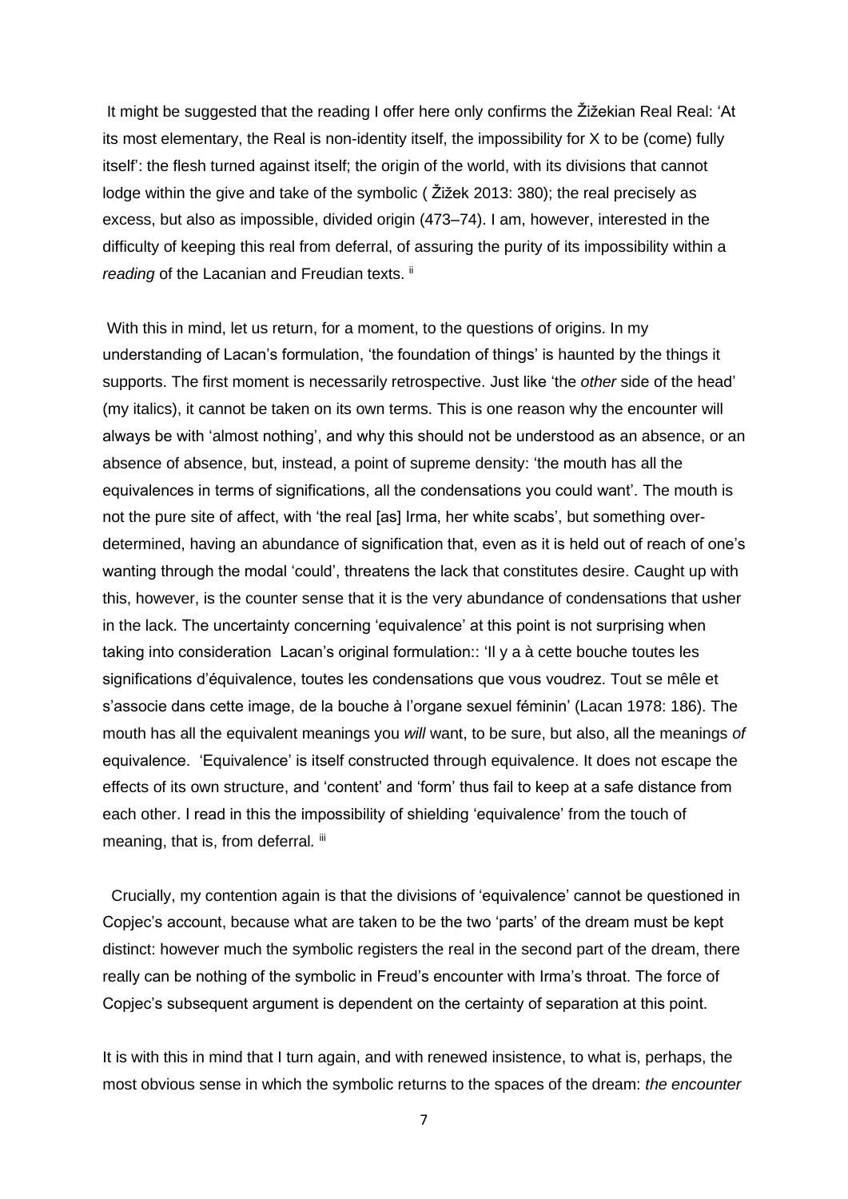It might be suggested that the reading I offer here only confirms the Žižekian Real Real: 'At its most elementary, the Real is non-identity itself, the impossibility for X to be (come) fully itself': the flesh turned against itself; the origin of the world, with its divisions that cannot lodge within the give and take of the symbolic ( Žižek 2013: 380); the real precisely as excess, but also as impossible, divided origin (473–74). I am, however, interested in the difficulty of keeping this real from deferral, of assuring the purity of its impossibility within a *reading* of the Lacanian and Freudian texts. [ii]

With this in mind, let us return, for a moment, to the questions of origins. In my understanding of Lacan's formulation, 'the foundation of things' is haunted by the things it supports. The first moment is necessarily retrospective. Just like 'the *other* side of the head' (my italics), it cannot be taken on its own terms. This is one reason why the encounter will always be with 'almost nothing', and why this should not be understood as an absence, or an absence of absence, but, instead, a point of supreme density: 'the mouth has all the equivalences in terms of significations, all the condensations you could want'. The mouth is not the pure site of affect, with 'the real [as] Irma, her white scabs', but something over-determined, having an abundance of signification that, even as it is held out of reach of one's wanting through the modal 'could', threatens the lack that constitutes desire. Caught up with this, however, is the counter sense that it is the very abundance of condensations that usher in the lack. The uncertainty concerning 'equivalence' at this point is not surprising when taking into consideration Lacan's original formulation:: 'Il y a à cette bouche toutes les significations d'équivalence, toutes les condensations que vous voudrez. Tout se mêle et s'associe dans cette image, de la bouche à l'organe sexuel féminin' (Lacan 1978: 186). The mouth has all the equivalent meanings you *will* want, to be sure, but also, all the meanings *of* equivalence. 'Equivalence' is itself constructed through equivalence. It does not escape the effects of its own structure, and 'content' and 'form' thus fail to keep at a safe distance from each other. I read in this the impossibility of shielding 'equivalence' from the touch of meaning, that is, from deferral. [iii]

Crucially, my contention again is that the divisions of 'equivalence' cannot be questioned in Copjec's account, because what are taken to be the two 'parts' of the dream must be kept distinct: however much the symbolic registers the real in the second part of the dream, there really can be nothing of the symbolic in Freud's encounter with Irma's throat. The force of Copjec's subsequent argument is dependent on the certainty of separation at this point.

It is with this in mind that I turn again, and with renewed insistence, to what is, perhaps, the most obvious sense in which the symbolic returns to the spaces of the dream: *the encounter*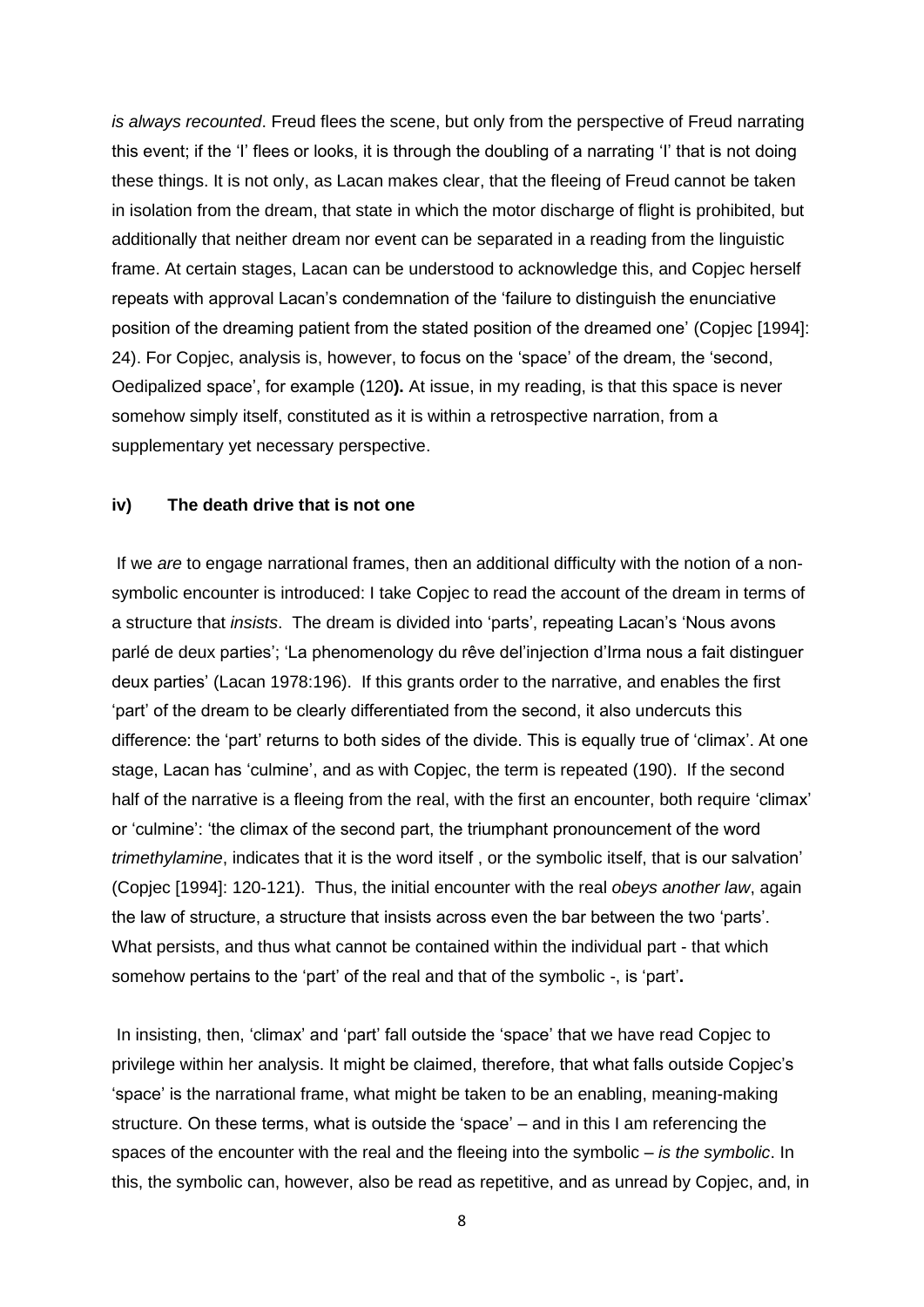*is always recounted*. Freud flees the scene, but only from the perspective of Freud narrating this event; if the 'I' flees or looks, it is through the doubling of a narrating 'I' that is not doing these things. It is not only, as Lacan makes clear, that the fleeing of Freud cannot be taken in isolation from the dream, that state in which the motor discharge of flight is prohibited, but additionally that neither dream nor event can be separated in a reading from the linguistic frame. At certain stages, Lacan can be understood to acknowledge this, and Copjec herself repeats with approval Lacan's condemnation of the 'failure to distinguish the enunciative position of the dreaming patient from the stated position of the dreamed one' (Copjec [1994]: 24). For Copjec, analysis is, however, to focus on the 'space' of the dream, the 'second, Oedipalized space', for example (120**).** At issue, in my reading, is that this space is never somehow simply itself, constituted as it is within a retrospective narration, from a supplementary yet necessary perspective.

### iv) The death drive that is not one

If we *are* to engage narrational frames, then an additional difficulty with the notion of a non-symbolic encounter is introduced: I take Copjec to read the account of the dream in terms of a structure that *insists*. The dream is divided into 'parts', repeating Lacan's 'Nous avons parlé de deux parties'; 'La phenomenology du rêve del'injection d'Irma nous a fait distinguer deux parties' (Lacan 1978:196). If this grants order to the narrative, and enables the first 'part' of the dream to be clearly differentiated from the second, it also undercuts this difference: the 'part' returns to both sides of the divide. This is equally true of 'climax'. At one stage, Lacan has 'culmine', and as with Copjec, the term is repeated (190). If the second half of the narrative is a fleeing from the real, with the first an encounter, both require 'climax' or 'culmine': 'the climax of the second part, the triumphant pronouncement of the word *trimethylamine*, indicates that it is the word itself , or the symbolic itself, that is our salvation' (Copjec [1994]: 120-121). Thus, the initial encounter with the real *obeys another law*, again the law of structure, a structure that insists across even the bar between the two 'parts'. What persists, and thus what cannot be contained within the individual part - that which somehow pertains to the 'part' of the real and that of the symbolic -, is 'part'**.**

In insisting, then, 'climax' and 'part' fall outside the 'space' that we have read Copjec to privilege within her analysis. It might be claimed, therefore, that what falls outside Copjec's 'space' is the narrational frame, what might be taken to be an enabling, meaning-making structure. On these terms, what is outside the 'space' – and in this I am referencing the spaces of the encounter with the real and the fleeing into the symbolic – *is the symbolic*. In this, the symbolic can, however, also be read as repetitive, and as unread by Copjec, and, in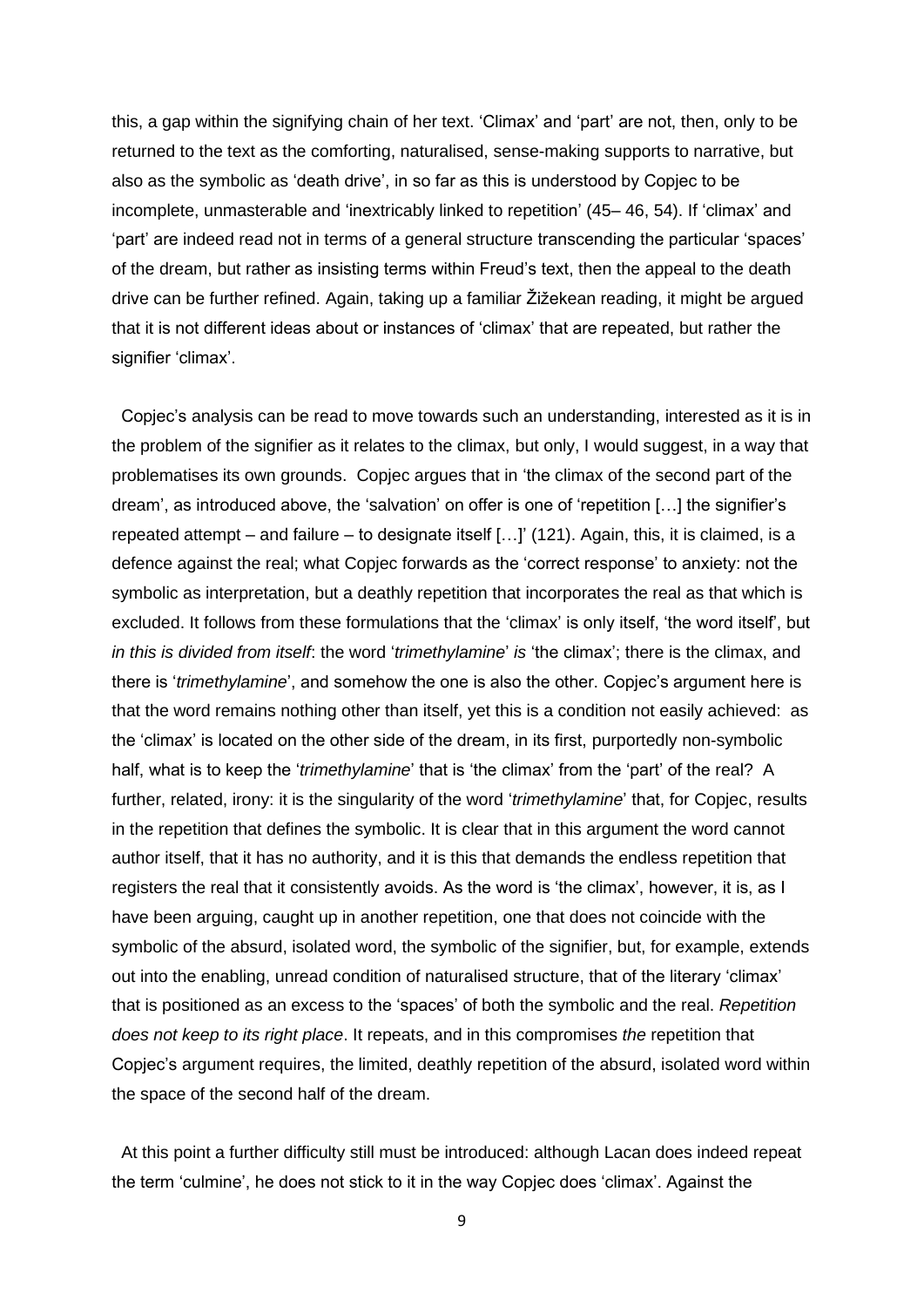this, a gap within the signifying chain of her text. 'Climax' and 'part' are not, then, only to be returned to the text as the comforting, naturalised, sense-making supports to narrative, but also as the symbolic as 'death drive', in so far as this is understood by Copjec to be incomplete, unmasterable and 'inextricably linked to repetition' (45– 46, 54). If 'climax' and 'part' are indeed read not in terms of a general structure transcending the particular 'spaces' of the dream, but rather as insisting terms within Freud's text, then the appeal to the death drive can be further refined. Again, taking up a familiar Žižekean reading, it might be argued that it is not different ideas about or instances of 'climax' that are repeated, but rather the signifier 'climax'.

Copjec's analysis can be read to move towards such an understanding, interested as it is in the problem of the signifier as it relates to the climax, but only, I would suggest, in a way that problematises its own grounds. Copjec argues that in 'the climax of the second part of the dream', as introduced above, the 'salvation' on offer is one of 'repetition […] the signifier's repeated attempt – and failure – to designate itself […]' (121). Again, this, it is claimed, is a defence against the real; what Copjec forwards as the 'correct response' to anxiety: not the symbolic as interpretation, but a deathly repetition that incorporates the real as that which is excluded. It follows from these formulations that the 'climax' is only itself, 'the word itself', but *in this is divided from itself*: the word '*trimethylamine*' *is* 'the climax'; there is the climax, and there is '*trimethylamine*', and somehow the one is also the other. Copjec's argument here is that the word remains nothing other than itself, yet this is a condition not easily achieved: as the 'climax' is located on the other side of the dream, in its first, purportedly non-symbolic half, what is to keep the '*trimethylamine*' that is 'the climax' from the 'part' of the real? A further, related, irony: it is the singularity of the word '*trimethylamine*' that, for Copjec, results in the repetition that defines the symbolic. It is clear that in this argument the word cannot author itself, that it has no authority, and it is this that demands the endless repetition that registers the real that it consistently avoids. As the word is 'the climax', however, it is, as I have been arguing, caught up in another repetition, one that does not coincide with the symbolic of the absurd, isolated word, the symbolic of the signifier, but, for example, extends out into the enabling, unread condition of naturalised structure, that of the literary 'climax' that is positioned as an excess to the 'spaces' of both the symbolic and the real. *Repetition does not keep to its right place*. It repeats, and in this compromises *the* repetition that Copjec's argument requires, the limited, deathly repetition of the absurd, isolated word within the space of the second half of the dream.

At this point a further difficulty still must be introduced: although Lacan does indeed repeat the term 'culmine', he does not stick to it in the way Copjec does 'climax'. Against the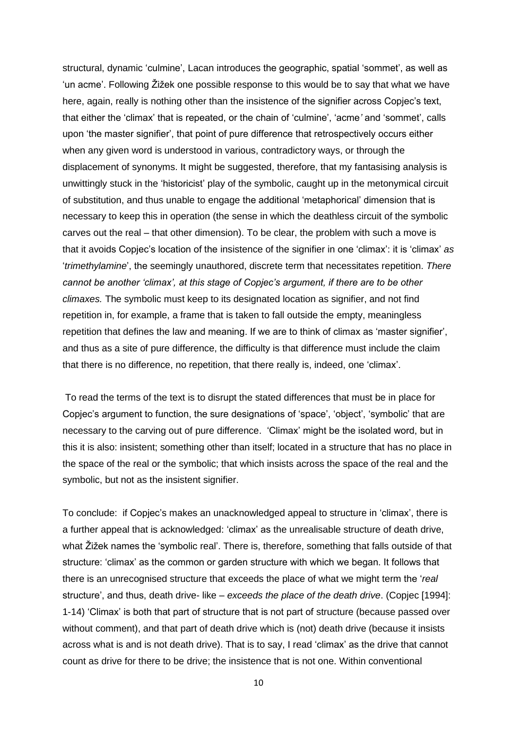structural, dynamic 'culmine', Lacan introduces the geographic, spatial 'sommet', as well as 'un acme'. Following Žižek one possible response to this would be to say that what we have here, again, really is nothing other than the insistence of the signifier across Copjec's text, that either the 'climax' that is repeated, or the chain of 'culmine', 'acme*'* and 'sommet', calls upon 'the master signifier', that point of pure difference that retrospectively occurs either when any given word is understood in various, contradictory ways, or through the displacement of synonyms. It might be suggested, therefore, that my fantasising analysis is unwittingly stuck in the 'historicist' play of the symbolic, caught up in the metonymical circuit of substitution, and thus unable to engage the additional 'metaphorical' dimension that is necessary to keep this in operation (the sense in which the deathless circuit of the symbolic carves out the real – that other dimension). To be clear, the problem with such a move is that it avoids Copjec's location of the insistence of the signifier in one 'climax': it is 'climax' *as* '*trimethylamine*', the seemingly unauthored, discrete term that necessitates repetition. *There cannot be another 'climax', at this stage of Copjec's argument, if there are to be other climaxes.* The symbolic must keep to its designated location as signifier, and not find repetition in, for example, a frame that is taken to fall outside the empty, meaningless repetition that defines the law and meaning. If we are to think of climax as 'master signifier', and thus as a site of pure difference, the difficulty is that difference must include the claim that there is no difference, no repetition, that there really is, indeed, one 'climax'.

To read the terms of the text is to disrupt the stated differences that must be in place for Copjec's argument to function, the sure designations of 'space', 'object', 'symbolic' that are necessary to the carving out of pure difference. 'Climax' might be the isolated word, but in this it is also: insistent; something other than itself; located in a structure that has no place in the space of the real or the symbolic; that which insists across the space of the real and the symbolic, but not as the insistent signifier.

To conclude: if Copjec's makes an unacknowledged appeal to structure in 'climax', there is a further appeal that is acknowledged: 'climax' as the unrealisable structure of death drive, what Žižek names the 'symbolic real'. There is, therefore, something that falls outside of that structure: 'climax' as the common or garden structure with which we began. It follows that there is an unrecognised structure that exceeds the place of what we might term the '*real* structure', and thus, death drive- like – *exceeds the place of the death drive*. (Copjec [1994]: 1-14) 'Climax' is both that part of structure that is not part of structure (because passed over without comment), and that part of death drive which is (not) death drive (because it insists across what is and is not death drive). That is to say, I read 'climax' as the drive that cannot count as drive for there to be drive; the insistence that is not one. Within conventional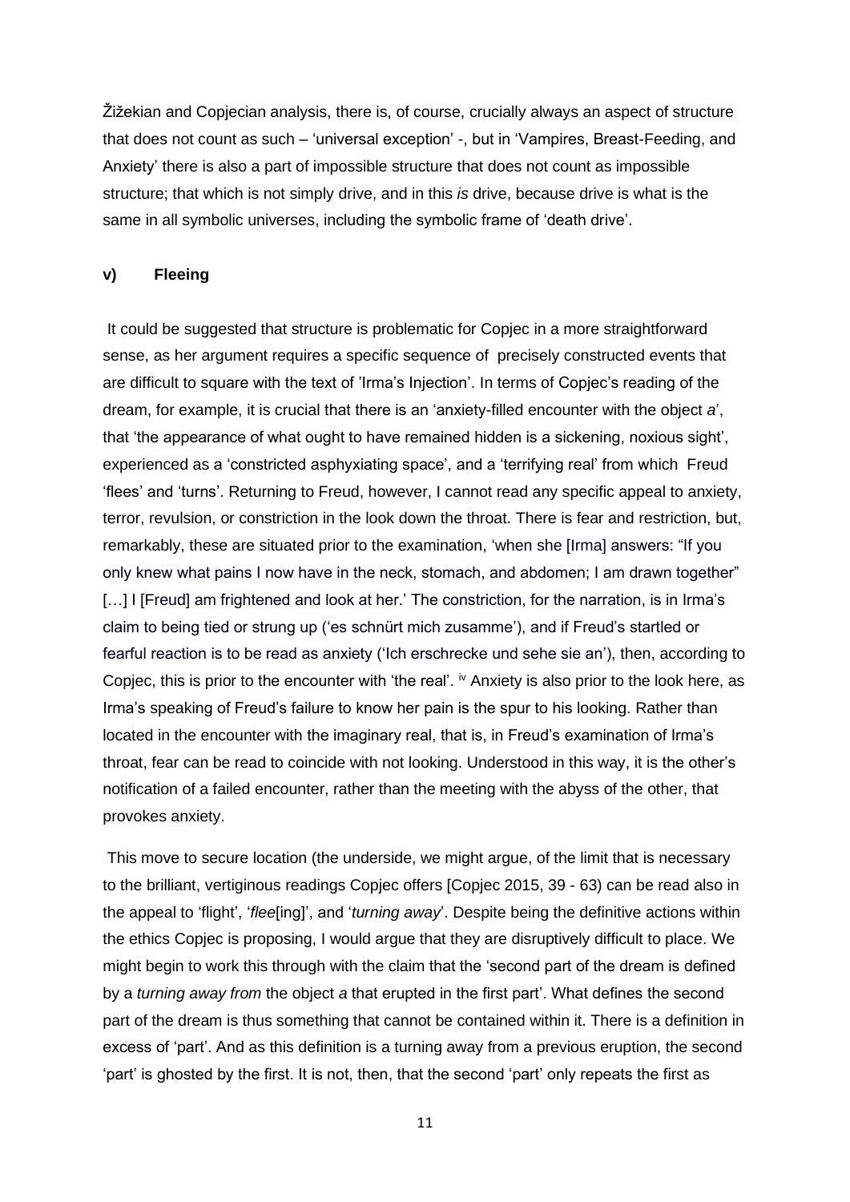Žižekian and Copjecian analysis, there is, of course, crucially always an aspect of structure that does not count as such – 'universal exception' -, but in 'Vampires, Breast-Feeding, and Anxiety' there is also a part of impossible structure that does not count as impossible structure; that which is not simply drive, and in this *is* drive, because drive is what is the same in all symbolic universes, including the symbolic frame of 'death drive'.

### v) Fleeing

It could be suggested that structure is problematic for Copjec in a more straightforward sense, as her argument requires a specific sequence of precisely constructed events that are difficult to square with the text of 'Irma's Injection'. In terms of Copjec's reading of the dream, for example, it is crucial that there is an 'anxiety-filled encounter with the object *a*', that 'the appearance of what ought to have remained hidden is a sickening, noxious sight', experienced as a 'constricted asphyxiating space', and a 'terrifying real' from which Freud 'flees' and 'turns'. Returning to Freud, however, I cannot read any specific appeal to anxiety, terror, revulsion, or constriction in the look down the throat. There is fear and restriction, but, remarkably, these are situated prior to the examination, 'when she [Irma] answers: "If you only knew what pains I now have in the neck, stomach, and abdomen; I am drawn together" […] I [Freud] am frightened and look at her.' The constriction, for the narration, is in Irma's claim to being tied or strung up ('es schnürt mich zusamme'), and if Freud's startled or fearful reaction is to be read as anxiety ('Ich erschrecke und sehe sie an'), then, according to Copjec, this is prior to the encounter with 'the real'. [iv] Anxiety is also prior to the look here, as Irma's speaking of Freud's failure to know her pain is the spur to his looking. Rather than located in the encounter with the imaginary real, that is, in Freud's examination of Irma's throat, fear can be read to coincide with not looking. Understood in this way, it is the other's notification of a failed encounter, rather than the meeting with the abyss of the other, that provokes anxiety.

This move to secure location (the underside, we might argue, of the limit that is necessary to the brilliant, vertiginous readings Copjec offers [Copjec 2015, 39 - 63) can be read also in the appeal to 'flight', '*flee*[ing]', and '*turning away*'. Despite being the definitive actions within the ethics Copjec is proposing, I would argue that they are disruptively difficult to place. We might begin to work this through with the claim that the 'second part of the dream is defined by a *turning away from* the object *a* that erupted in the first part'. What defines the second part of the dream is thus something that cannot be contained within it. There is a definition in excess of 'part'. And as this definition is a turning away from a previous eruption, the second 'part' is ghosted by the first. It is not, then, that the second 'part' only repeats the first as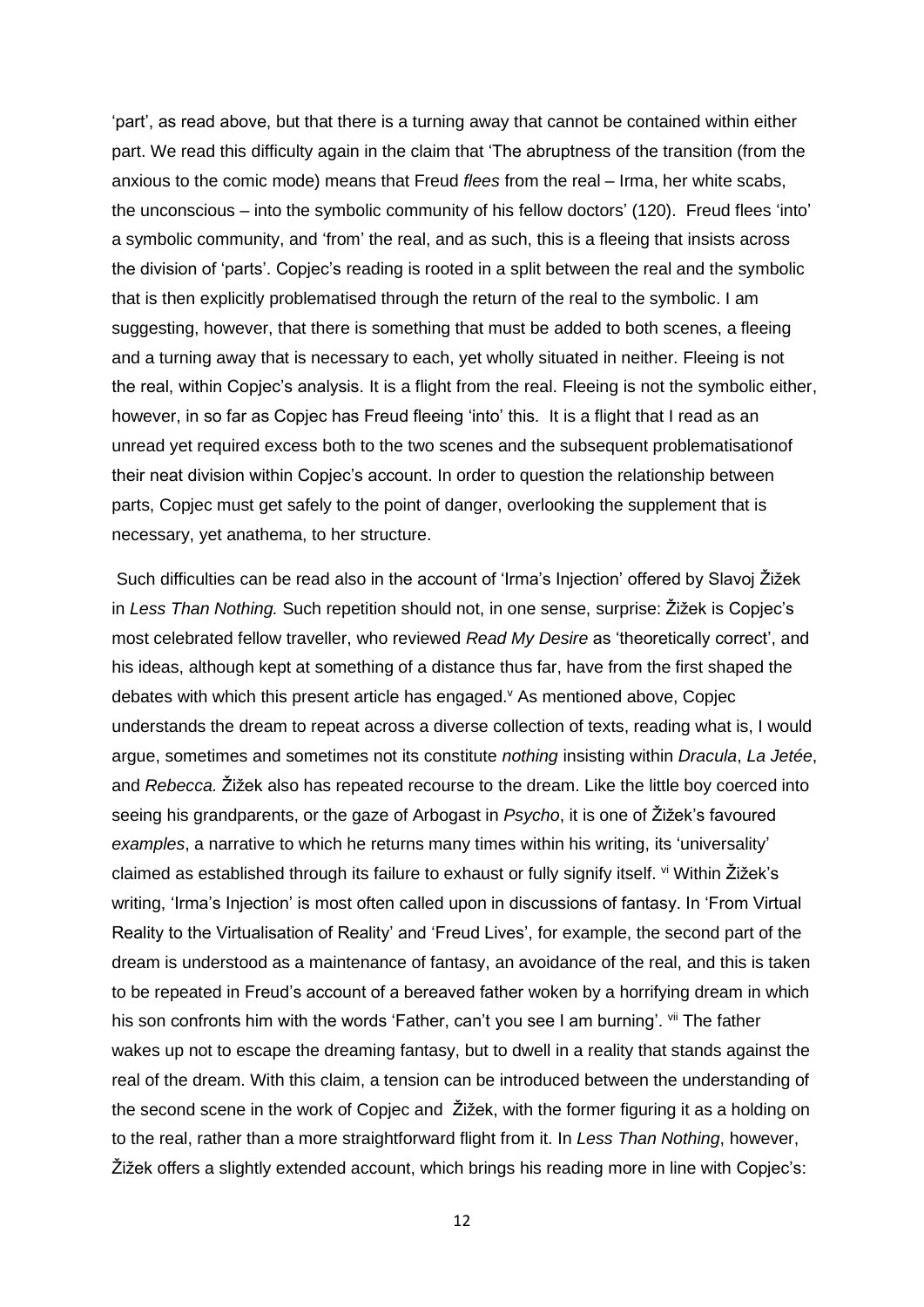'part', as read above, but that there is a turning away that cannot be contained within either part. We read this difficulty again in the claim that 'The abruptness of the transition (from the anxious to the comic mode) means that Freud *flees* from the real – Irma, her white scabs, the unconscious – into the symbolic community of his fellow doctors' (120). Freud flees 'into' a symbolic community, and 'from' the real, and as such, this is a fleeing that insists across the division of 'parts'. Copjec's reading is rooted in a split between the real and the symbolic that is then explicitly problematised through the return of the real to the symbolic. I am suggesting, however, that there is something that must be added to both scenes, a fleeing and a turning away that is necessary to each, yet wholly situated in neither. Fleeing is not the real, within Copjec's analysis. It is a flight from the real. Fleeing is not the symbolic either, however, in so far as Copjec has Freud fleeing 'into' this. It is a flight that I read as an unread yet required excess both to the two scenes and the subsequent problematisationof their neat division within Copjec's account. In order to question the relationship between parts, Copjec must get safely to the point of danger, overlooking the supplement that is necessary, yet anathema, to her structure.

Such difficulties can be read also in the account of 'Irma's Injection' offered by Slavoj Žižek in *Less Than Nothing.* Such repetition should not, in one sense, surprise: Žižek is Copjec's most celebrated fellow traveller, who reviewed *Read My Desire* as 'theoretically correct', and his ideas, although kept at something of a distance thus far, have from the first shaped the debates with which this present article has engaged.[v] As mentioned above, Copjec understands the dream to repeat across a diverse collection of texts, reading what is, I would argue, sometimes and sometimes not its constitute *nothing* insisting within *Dracula*, *La Jetée*, and *Rebecca.* Žižek also has repeated recourse to the dream. Like the little boy coerced into seeing his grandparents, or the gaze of Arbogast in *Psycho*, it is one of Žižek's favoured *examples*, a narrative to which he returns many times within his writing, its 'universality' claimed as established through its failure to exhaust or fully signify itself. [vi] Within Žižek's writing, 'Irma's Injection' is most often called upon in discussions of fantasy. In 'From Virtual Reality to the Virtualisation of Reality' and 'Freud Lives', for example, the second part of the dream is understood as a maintenance of fantasy, an avoidance of the real, and this is taken to be repeated in Freud's account of a bereaved father woken by a horrifying dream in which his son confronts him with the words 'Father, can't you see I am burning'. [vii] The father wakes up not to escape the dreaming fantasy, but to dwell in a reality that stands against the real of the dream. With this claim, a tension can be introduced between the understanding of the second scene in the work of Copjec and Žižek, with the former figuring it as a holding on to the real, rather than a more straightforward flight from it. In *Less Than Nothing*, however, Žižek offers a slightly extended account, which brings his reading more in line with Copjec's: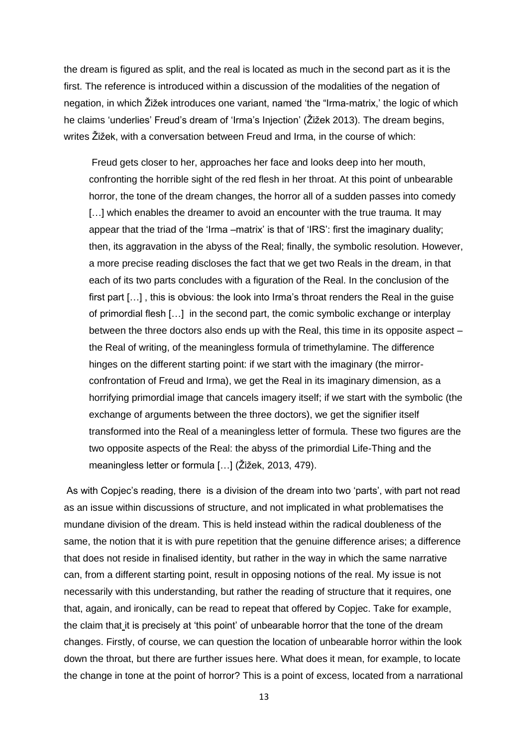the dream is figured as split, and the real is located as much in the second part as it is the first. The reference is introduced within a discussion of the modalities of the negation of negation, in which Žižek introduces one variant, named 'the "Irma-matrix,' the logic of which he claims 'underlies' Freud's dream of 'Irma's Injection' (Žižek 2013). The dream begins, writes Žižek, with a conversation between Freud and Irma, in the course of which:

> Freud gets closer to her, approaches her face and looks deep into her mouth, confronting the horrible sight of the red flesh in her throat. At this point of unbearable horror, the tone of the dream changes, the horror all of a sudden passes into comedy […] which enables the dreamer to avoid an encounter with the true trauma. It may appear that the triad of the 'Irma –matrix' is that of 'IRS': first the imaginary duality; then, its aggravation in the abyss of the Real; finally, the symbolic resolution. However, a more precise reading discloses the fact that we get two Reals in the dream, in that each of its two parts concludes with a figuration of the Real. In the conclusion of the first part […] , this is obvious: the look into Irma's throat renders the Real in the guise of primordial flesh […] in the second part, the comic symbolic exchange or interplay between the three doctors also ends up with the Real, this time in its opposite aspect – the Real of writing, of the meaningless formula of trimethylamine. The difference hinges on the different starting point: if we start with the imaginary (the mirror-confrontation of Freud and Irma), we get the Real in its imaginary dimension, as a horrifying primordial image that cancels imagery itself; if we start with the symbolic (the exchange of arguments between the three doctors), we get the signifier itself transformed into the Real of a meaningless letter of formula. These two figures are the two opposite aspects of the Real: the abyss of the primordial Life-Thing and the meaningless letter or formula […] (Žižek, 2013, 479).

As with Copjec's reading, there is a division of the dream into two 'parts', with part not read as an issue within discussions of structure, and not implicated in what problematises the mundane division of the dream. This is held instead within the radical doubleness of the same, the notion that it is with pure repetition that the genuine difference arises; a difference that does not reside in finalised identity, but rather in the way in which the same narrative can, from a different starting point, result in opposing notions of the real. My issue is not necessarily with this understanding, but rather the reading of structure that it requires, one that, again, and ironically, can be read to repeat that offered by Copjec. Take for example, the claim that it is precisely at 'this point' of unbearable horror that the tone of the dream changes. Firstly, of course, we can question the location of unbearable horror within the look down the throat, but there are further issues here. What does it mean, for example, to locate the change in tone at the point of horror? This is a point of excess, located from a narrational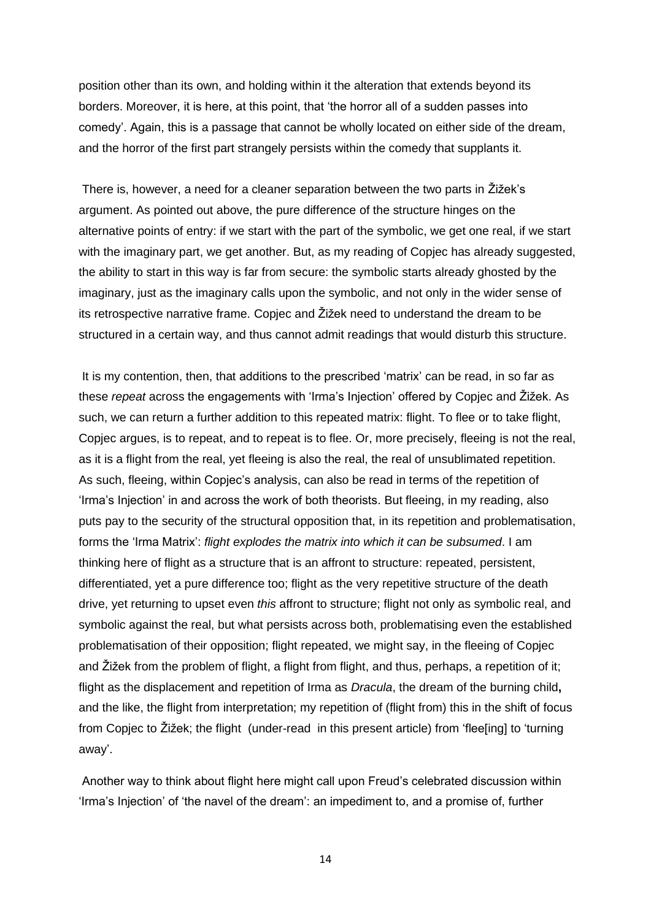position other than its own, and holding within it the alteration that extends beyond its borders. Moreover, it is here, at this point, that 'the horror all of a sudden passes into comedy'. Again, this is a passage that cannot be wholly located on either side of the dream, and the horror of the first part strangely persists within the comedy that supplants it.

There is, however, a need for a cleaner separation between the two parts in Žižek's argument. As pointed out above, the pure difference of the structure hinges on the alternative points of entry: if we start with the part of the symbolic, we get one real, if we start with the imaginary part, we get another. But, as my reading of Copjec has already suggested, the ability to start in this way is far from secure: the symbolic starts already ghosted by the imaginary, just as the imaginary calls upon the symbolic, and not only in the wider sense of its retrospective narrative frame. Copjec and Žižek need to understand the dream to be structured in a certain way, and thus cannot admit readings that would disturb this structure.

It is my contention, then, that additions to the prescribed 'matrix' can be read, in so far as these *repeat* across the engagements with 'Irma's Injection' offered by Copjec and Žižek. As such, we can return a further addition to this repeated matrix: flight. To flee or to take flight, Copjec argues, is to repeat, and to repeat is to flee. Or, more precisely, fleeing is not the real, as it is a flight from the real, yet fleeing is also the real, the real of unsublimated repetition. As such, fleeing, within Copjec's analysis, can also be read in terms of the repetition of 'Irma's Injection' in and across the work of both theorists. But fleeing, in my reading, also puts pay to the security of the structural opposition that, in its repetition and problematisation, forms the 'Irma Matrix': *flight explodes the matrix into which it can be subsumed*. I am thinking here of flight as a structure that is an affront to structure: repeated, persistent, differentiated, yet a pure difference too; flight as the very repetitive structure of the death drive, yet returning to upset even *this* affront to structure; flight not only as symbolic real, and symbolic against the real, but what persists across both, problematising even the established problematisation of their opposition; flight repeated, we might say, in the fleeing of Copjec and Žižek from the problem of flight, a flight from flight, and thus, perhaps, a repetition of it; flight as the displacement and repetition of Irma as *Dracula*, the dream of the burning child**,** and the like, the flight from interpretation; my repetition of (flight from) this in the shift of focus from Copjec to Žižek; the flight (under-read in this present article) from 'flee[ing] to 'turning away'.

Another way to think about flight here might call upon Freud's celebrated discussion within 'Irma's Injection' of 'the navel of the dream': an impediment to, and a promise of, further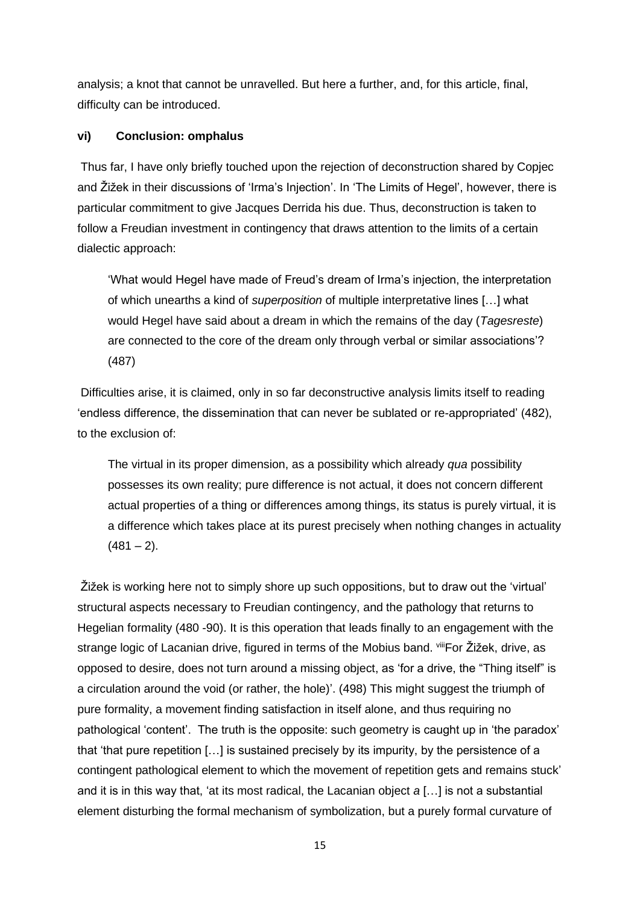analysis; a knot that cannot be unravelled. But here a further, and, for this article, final, difficulty can be introduced.

### vi) Conclusion: omphalus

Thus far, I have only briefly touched upon the rejection of deconstruction shared by Copjec and Žižek in their discussions of 'Irma's Injection'. In 'The Limits of Hegel', however, there is particular commitment to give Jacques Derrida his due. Thus, deconstruction is taken to follow a Freudian investment in contingency that draws attention to the limits of a certain dialectic approach:

> 'What would Hegel have made of Freud's dream of Irma's injection, the interpretation of which unearths a kind of *superposition* of multiple interpretative lines […] what would Hegel have said about a dream in which the remains of the day (*Tagesreste*) are connected to the core of the dream only through verbal or similar associations'? (487)

Difficulties arise, it is claimed, only in so far deconstructive analysis limits itself to reading 'endless difference, the dissemination that can never be sublated or re-appropriated' (482), to the exclusion of:

> The virtual in its proper dimension, as a possibility which already *qua* possibility possesses its own reality; pure difference is not actual, it does not concern different actual properties of a thing or differences among things, its status is purely virtual, it is a difference which takes place at its purest precisely when nothing changes in actuality (481 – 2).

Žižek is working here not to simply shore up such oppositions, but to draw out the 'virtual' structural aspects necessary to Freudian contingency, and the pathology that returns to Hegelian formality (480 -90). It is this operation that leads finally to an engagement with the strange logic of Lacanian drive, figured in terms of the Mobius band. [viii]For Žižek, drive, as opposed to desire, does not turn around a missing object, as 'for a drive, the "Thing itself" is a circulation around the void (or rather, the hole)'. (498) This might suggest the triumph of pure formality, a movement finding satisfaction in itself alone, and thus requiring no pathological 'content'. The truth is the opposite: such geometry is caught up in 'the paradox' that 'that pure repetition […] is sustained precisely by its impurity, by the persistence of a contingent pathological element to which the movement of repetition gets and remains stuck' and it is in this way that, 'at its most radical, the Lacanian object *a* […] is not a substantial element disturbing the formal mechanism of symbolization, but a purely formal curvature of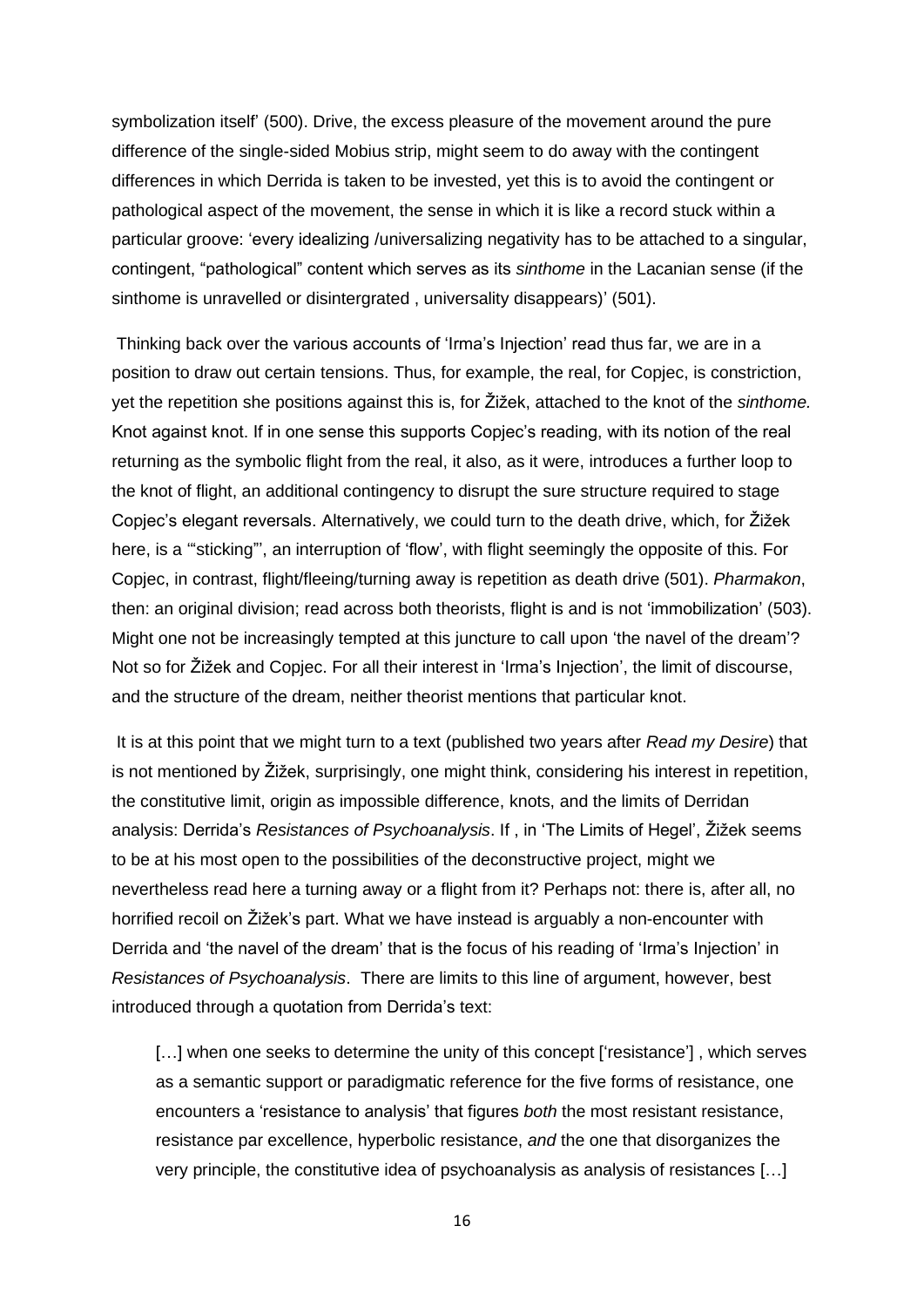symbolization itself' (500). Drive, the excess pleasure of the movement around the pure difference of the single-sided Mobius strip, might seem to do away with the contingent differences in which Derrida is taken to be invested, yet this is to avoid the contingent or pathological aspect of the movement, the sense in which it is like a record stuck within a particular groove: 'every idealizing /universalizing negativity has to be attached to a singular, contingent, "pathological" content which serves as its *sinthome* in the Lacanian sense (if the sinthome is unravelled or disintergrated , universality disappears)' (501).

Thinking back over the various accounts of 'Irma's Injection' read thus far, we are in a position to draw out certain tensions. Thus, for example, the real, for Copjec, is constriction, yet the repetition she positions against this is, for Žižek, attached to the knot of the *sinthome.* Knot against knot. If in one sense this supports Copjec's reading, with its notion of the real returning as the symbolic flight from the real, it also, as it were, introduces a further loop to the knot of flight, an additional contingency to disrupt the sure structure required to stage Copjec's elegant reversals. Alternatively, we could turn to the death drive, which, for Žižek here, is a '"sticking"', an interruption of 'flow', with flight seemingly the opposite of this. For Copjec, in contrast, flight/fleeing/turning away is repetition as death drive (501). *Pharmakon*, then: an original division; read across both theorists, flight is and is not 'immobilization' (503). Might one not be increasingly tempted at this juncture to call upon 'the navel of the dream'? Not so for Žižek and Copjec. For all their interest in 'Irma's Injection', the limit of discourse, and the structure of the dream, neither theorist mentions that particular knot.

It is at this point that we might turn to a text (published two years after *Read my Desire*) that is not mentioned by Žižek, surprisingly, one might think, considering his interest in repetition, the constitutive limit, origin as impossible difference, knots, and the limits of Derridan analysis: Derrida's *Resistances of Psychoanalysis*. If , in 'The Limits of Hegel', Žižek seems to be at his most open to the possibilities of the deconstructive project, might we nevertheless read here a turning away or a flight from it? Perhaps not: there is, after all, no horrified recoil on Žižek's part. What we have instead is arguably a non-encounter with Derrida and 'the navel of the dream' that is the focus of his reading of 'Irma's Injection' in *Resistances of Psychoanalysis*. There are limits to this line of argument, however, best introduced through a quotation from Derrida's text:

> […] when one seeks to determine the unity of this concept ['resistance'] , which serves as a semantic support or paradigmatic reference for the five forms of resistance, one encounters a 'resistance to analysis' that figures *both* the most resistant resistance, resistance par excellence, hyperbolic resistance, *and* the one that disorganizes the very principle, the constitutive idea of psychoanalysis as analysis of resistances […]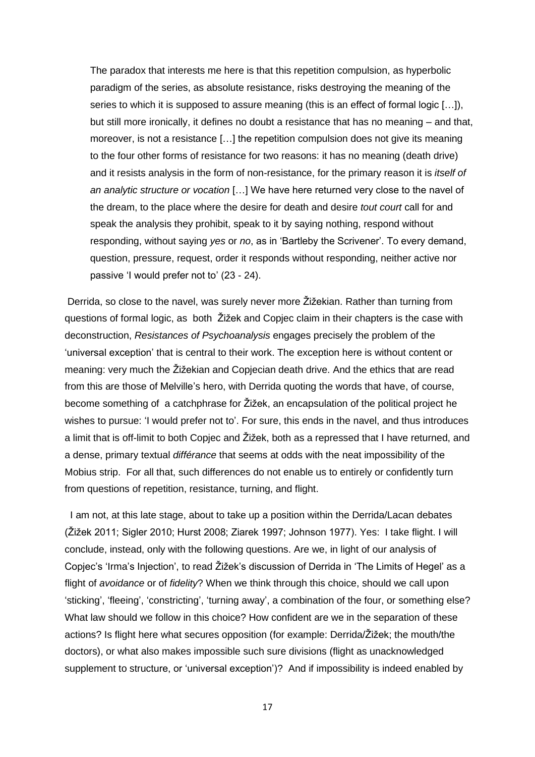> The paradox that interests me here is that this repetition compulsion, as hyperbolic paradigm of the series, as absolute resistance, risks destroying the meaning of the series to which it is supposed to assure meaning (this is an effect of formal logic […]), but still more ironically, it defines no doubt a resistance that has no meaning – and that, moreover, is not a resistance […] the repetition compulsion does not give its meaning to the four other forms of resistance for two reasons: it has no meaning (death drive) and it resists analysis in the form of non-resistance, for the primary reason it is *itself of an analytic structure or vocation* […] We have here returned very close to the navel of the dream, to the place where the desire for death and desire *tout court* call for and speak the analysis they prohibit, speak to it by saying nothing, respond without responding, without saying *yes* or *no*, as in 'Bartleby the Scrivener'. To every demand, question, pressure, request, order it responds without responding, neither active nor passive 'I would prefer not to' (23 - 24).

Derrida, so close to the navel, was surely never more Žižekian. Rather than turning from questions of formal logic, as both Žižek and Copjec claim in their chapters is the case with deconstruction, *Resistances of Psychoanalysis* engages precisely the problem of the 'universal exception' that is central to their work. The exception here is without content or meaning: very much the Žižekian and Copjecian death drive. And the ethics that are read from this are those of Melville's hero, with Derrida quoting the words that have, of course, become something of a catchphrase for Žižek, an encapsulation of the political project he wishes to pursue: 'I would prefer not to'. For sure, this ends in the navel, and thus introduces a limit that is off-limit to both Copjec and Žižek, both as a repressed that I have returned, and a dense, primary textual *différance* that seems at odds with the neat impossibility of the Mobius strip. For all that, such differences do not enable us to entirely or confidently turn from questions of repetition, resistance, turning, and flight.

I am not, at this late stage, about to take up a position within the Derrida/Lacan debates (Žižek 2011; Sigler 2010; Hurst 2008; Ziarek 1997; Johnson 1977). Yes: I take flight. I will conclude, instead, only with the following questions. Are we, in light of our analysis of Copjec's 'Irma's Injection', to read Žižek's discussion of Derrida in 'The Limits of Hegel' as a flight of *avoidance* or of *fidelity*? When we think through this choice, should we call upon 'sticking', 'fleeing', 'constricting', 'turning away', a combination of the four, or something else? What law should we follow in this choice? How confident are we in the separation of these actions? Is flight here what secures opposition (for example: Derrida/Žižek; the mouth/the doctors), or what also makes impossible such sure divisions (flight as unacknowledged supplement to structure, or 'universal exception')? And if impossibility is indeed enabled by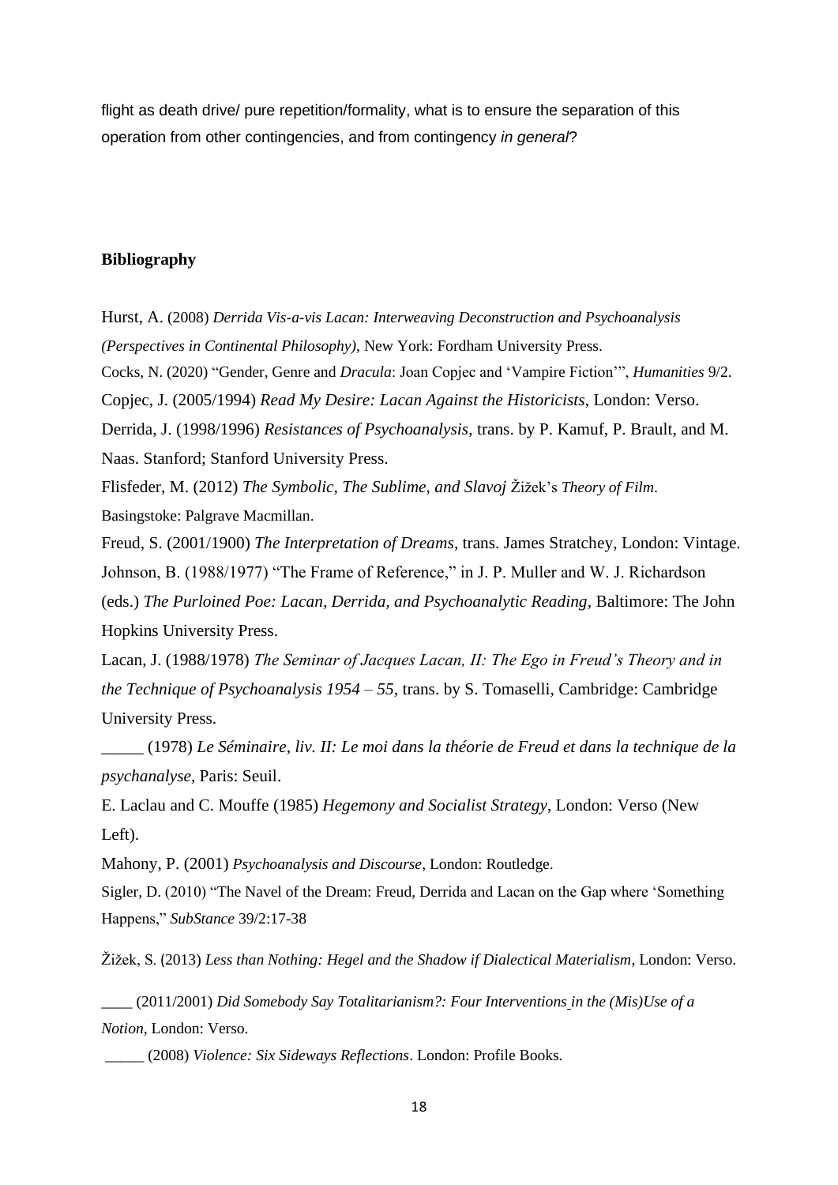flight as death drive/ pure repetition/formality, what is to ensure the separation of this operation from other contingencies, and from contingency *in general*?

**Bibliography**

Hurst, A. (2008) *Derrida Vis-a-vis Lacan: Interweaving Deconstruction and Psychoanalysis (Perspectives in Continental Philosophy)*, New York: Fordham University Press.

Cocks, N. (2020) "Gender, Genre and *Dracula*: Joan Copjec and 'Vampire Fiction'", *Humanities* 9/2.

Copjec, J. (2005/1994) *Read My Desire: Lacan Against the Historicists*, London: Verso.

Derrida, J. (1998/1996) *Resistances of Psychoanalysis*, trans. by P. Kamuf, P. Brault, and M. Naas. Stanford; Stanford University Press.

Flisfeder, M. (2012) *The Symbolic, The Sublime, and Slavoj Žižek's Theory of Film*. Basingstoke: Palgrave Macmillan.

Freud, S. (2001/1900) *The Interpretation of Dreams*, trans. James Stratchey, London: Vintage.

Johnson, B. (1988/1977) "The Frame of Reference," in J. P. Muller and W. J. Richardson (eds.) *The Purloined Poe: Lacan, Derrida, and Psychoanalytic Reading*, Baltimore: The John Hopkins University Press.

Lacan, J. (1988/1978) *The Seminar of Jacques Lacan, II: The Ego in Freud's Theory and in the Technique of Psychoanalysis 1954 – 55*, trans. by S. Tomaselli, Cambridge: Cambridge University Press.

_____ (1978) *Le Séminaire, liv. II: Le moi dans la théorie de Freud et dans la technique de la psychanalyse*, Paris: Seuil.

E. Laclau and C. Mouffe (1985) *Hegemony and Socialist Strategy*, London: Verso (New Left).

Mahony, P. (2001) *Psychoanalysis and Discourse*, London: Routledge.

Sigler, D. (2010) "The Navel of the Dream: Freud, Derrida and Lacan on the Gap where 'Something Happens," *SubStance* 39/2:17-38

Žižek, S. (2013) *Less than Nothing: Hegel and the Shadow if Dialectical Materialism*, London: Verso.

____ (2011/2001) *Did Somebody Say Totalitarianism?: Four Interventions in the (Mis)Use of a Notion*, London: Verso.

_____ (2008) *Violence: Six Sideways Reflections*. London: Profile Books.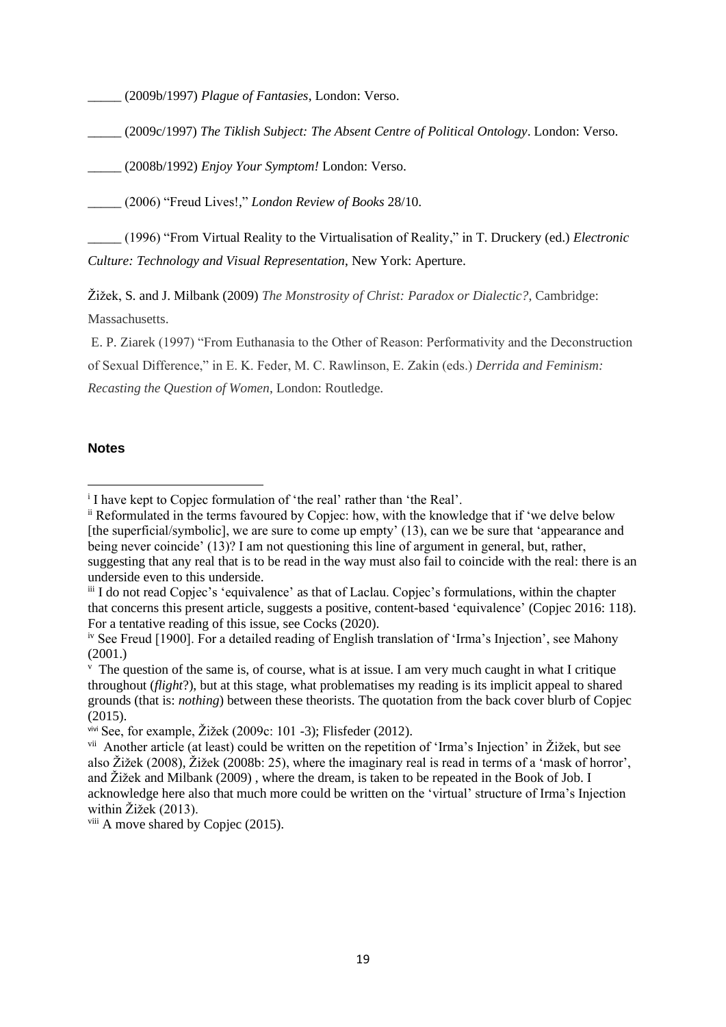_____ (2009b/1997) *Plague of Fantasies*, London: Verso.

_____ (2009c/1997) *The Tiklish Subject: The Absent Centre of Political Ontology*. London: Verso.

_____ (2008b/1992) *Enjoy Your Symptom!* London: Verso.

_____ (2006) "Freud Lives!," *London Review of Books* 28/10.

_____ (1996) "From Virtual Reality to the Virtualisation of Reality," in T. Druckery (ed.) *Electronic Culture: Technology and Visual Representation*, New York: Aperture.

Žižek, S. and J. Milbank (2009) *The Monstrosity of Christ: Paradox or Dialectic?*, Cambridge: Massachusetts.

E. P. Ziarek (1997) "From Euthanasia to the Other of Reason: Performativity and the Deconstruction of Sexual Difference," in E. K. Feder, M. C. Rawlinson, E. Zakin (eds.) *Derrida and Feminism: Recasting the Question of Women*, London: Routledge.

## Notes

[i] I have kept to Copjec formulation of 'the real' rather than 'the Real'.

[ii] Reformulated in the terms favoured by Copjec: how, with the knowledge that if 'we delve below [the superficial/symbolic], we are sure to come up empty' (13), can we be sure that 'appearance and being never coincide' (13)? I am not questioning this line of argument in general, but, rather, suggesting that any real that is to be read in the way must also fail to coincide with the real: there is an underside even to this underside.

[iii] I do not read Copjec's 'equivalence' as that of Laclau. Copjec's formulations, within the chapter that concerns this present article, suggests a positive, content-based 'equivalence' (Copjec 2016: 118). For a tentative reading of this issue, see Cocks (2020).

[iv] See Freud [1900]. For a detailed reading of English translation of 'Irma's Injection', see Mahony (2001.)

[v] The question of the same is, of course, what is at issue. I am very much caught in what I critique throughout (*flight*?), but at this stage, what problematises my reading is its implicit appeal to shared grounds (that is: *nothing*) between these theorists. The quotation from the back cover blurb of Copjec (2015).

[vivi] See, for example, Žižek (2009c: 101 -3); Flisfeder (2012).

[vii] Another article (at least) could be written on the repetition of 'Irma's Injection' in Žižek, but see also Žižek (2008), Žižek (2008b: 25), where the imaginary real is read in terms of a 'mask of horror', and Žižek and Milbank (2009) , where the dream, is taken to be repeated in the Book of Job. I acknowledge here also that much more could be written on the 'virtual' structure of Irma's Injection within Žižek (2013).

[viii] A move shared by Copjec (2015).